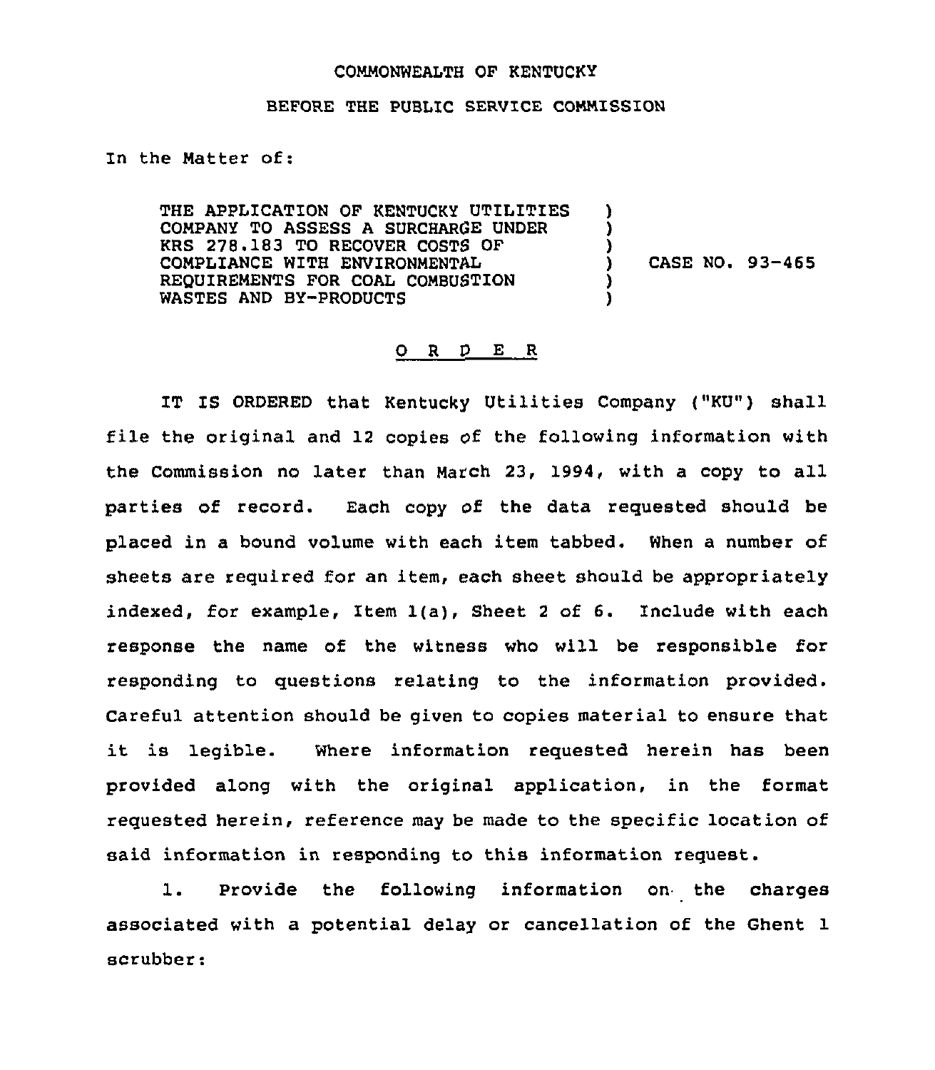COMMONWEALTH OF KENTUCKY

BEFORE THE PUBLIC SERVICE COMMISSION

In the Matter of:

| | | |
|---|---|---|
| THE APPLICATION OF KENTUCKY UTILITIES COMPANY TO ASSESS A SURCHARGE UNDER KRS 278.183 TO RECOVER COSTS OF COMPLIANCE WITH ENVIRONMENTAL REQUIREMENTS FOR COAL COMBUSTION WASTES AND BY-PRODUCTS | ) | CASE NO. 93-465 |

# O R D E R

IT IS ORDERED that Kentucky Utilities Company ("KU") shall file the original and 12 copies of the following information with the Commission no later than March 23, 1994, with a copy to all parties of record. Each copy of the data requested should be placed in a bound volume with each item tabbed. When a number of sheets are required for an item, each sheet should be appropriately indexed, for example, Item 1(a), Sheet 2 of 6. Include with each response the name of the witness who will be responsible for responding to questions relating to the information provided. Careful attention should be given to copies material to ensure that it is legible. Where information requested herein has been provided along with the original application, in the format requested herein, reference may be made to the specific location of said information in responding to this information request.

1. Provide the following information on the charges associated with a potential delay or cancellation of the Ghent 1 scrubber: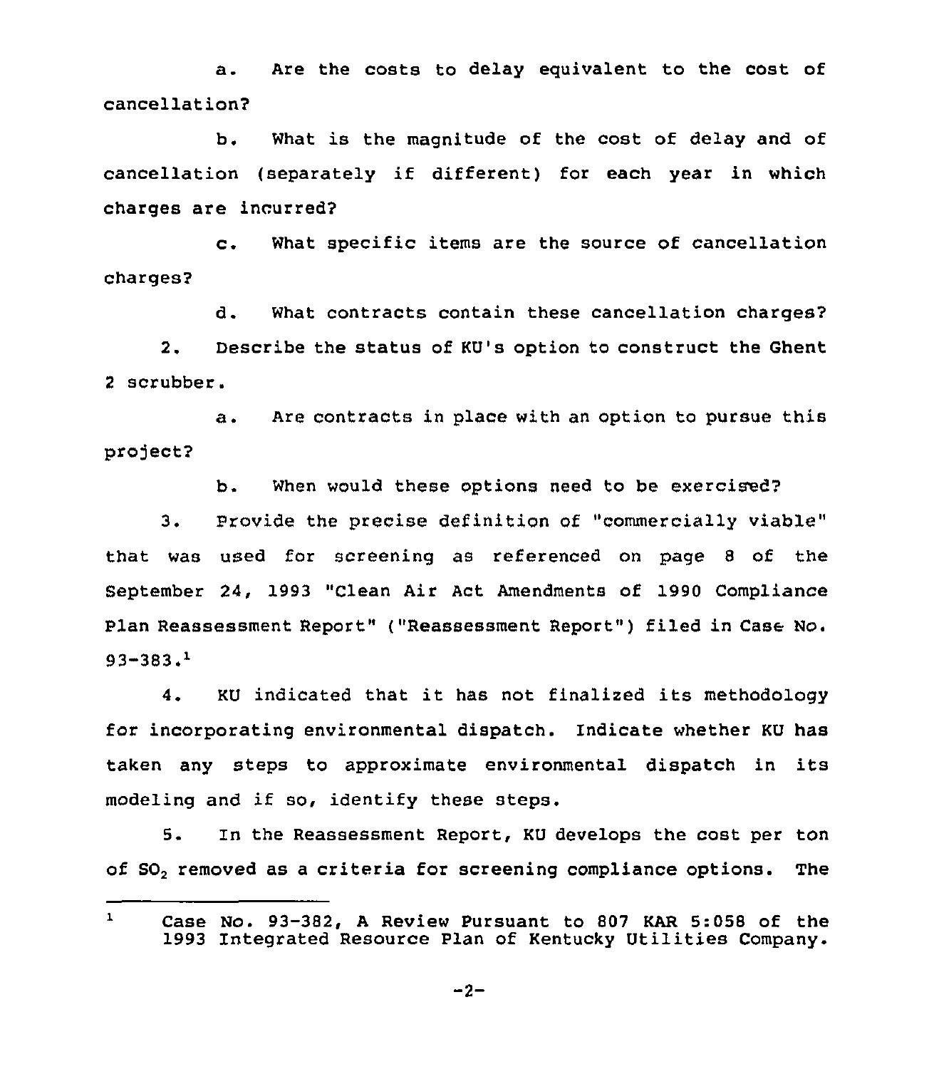a. Are the costs to delay equivalent to the cost of cancellation?

b. What is the magnitude of the cost of delay and of cancellation (separately if different) for each year in which charges are incurred?

c. What specific items are the source of cancellation charges?

d. What contracts contain these cancellation charges?

2. Describe the status of KU's option to construct the Ghent 2 scrubber.

a. Are contracts in place with an option to pursue this project?

b. When would these options need to be exercised?

3. Provide the precise definition of "commercially viable" that was used for screening as referenced on page 8 of the September 24, 1993 "Clean Air Act Amendments of 1990 Compliance Plan Reassessment Report" ("Reassessment Report") filed in Case No. 93-383.[1]

4. KU indicated that it has not finalized its methodology for incorporating environmental dispatch. Indicate whether KU has taken any steps to approximate environmental dispatch in its modeling and if so, identify these steps.

5. In the Reassessment Report, KU develops the cost per ton of $SO_2$ removed as a criteria for screening compliance options. The

---

[1] Case No. 93-382, A Review Pursuant to 807 KAR 5:058 of the 1993 Integrated Resource Plan of Kentucky Utilities Company.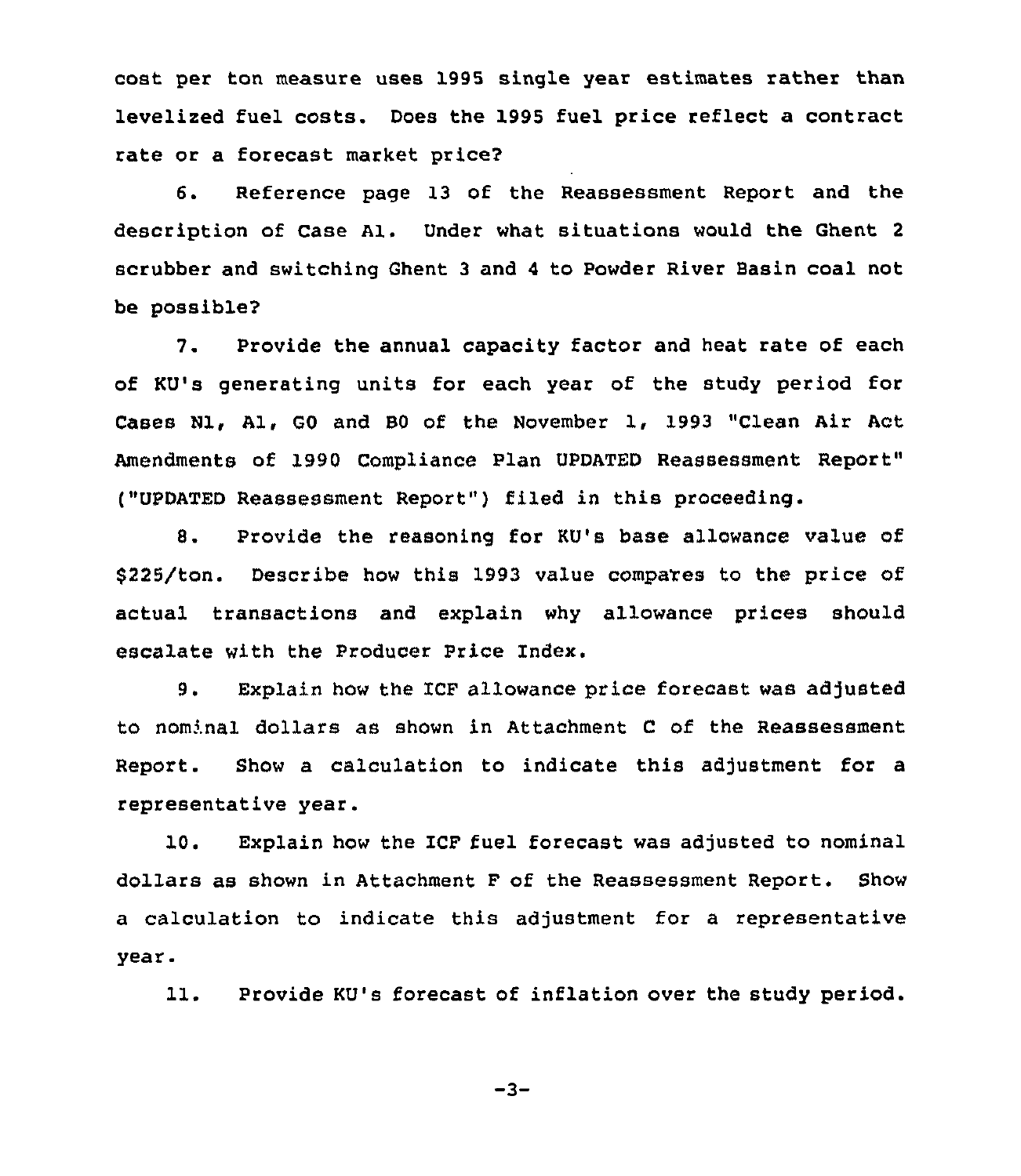cost per ton measure uses 1995 single year estimates rather than levelized fuel costs. Does the 1995 fuel price reflect a contract rate or a forecast market price?

6. Reference page 13 of the Reassessment Report and the description of Case A1. Under what situations would the Ghent 2 scrubber and switching Ghent 3 and 4 to Powder River Basin coal not be possible?

7. Provide the annual capacity factor and heat rate of each of KU's generating units for each year of the study period for Cases N1, A1, G0 and B0 of the November 1, 1993 "Clean Air Act Amendments of 1990 Compliance Plan UPDATED Reassessment Report" ("UPDATED Reassessment Report") filed in this proceeding.

8. Provide the reasoning for KU's base allowance value of $225/ton. Describe how this 1993 value compares to the price of actual transactions and explain why allowance prices should escalate with the Producer Price Index.

9. Explain how the ICF allowance price forecast was adjusted to nominal dollars as shown in Attachment C of the Reassessment Report. Show a calculation to indicate this adjustment for a representative year.

10. Explain how the ICF fuel forecast was adjusted to nominal dollars as shown in Attachment F of the Reassessment Report. Show a calculation to indicate this adjustment for a representative year.

11. Provide KU's forecast of inflation over the study period.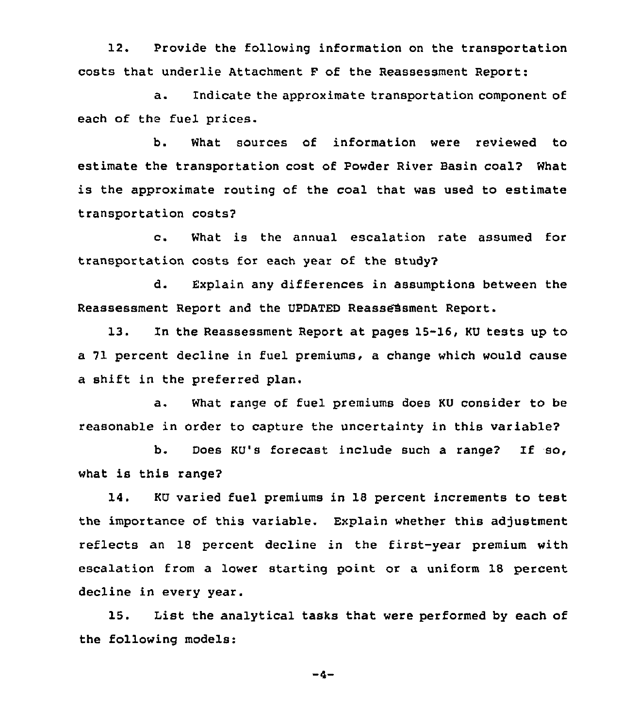12. Provide the following information on the transportation costs that underlie Attachment F of the Reassessment Report:

a. Indicate the approximate transportation component of each of the fuel prices.

b. What sources of information were reviewed to estimate the transportation cost of Powder River Basin coal? What is the approximate routing of the coal that was used to estimate transportation costs?

c. What is the annual escalation rate assumed for transportation costs for each year of the study?

d. Explain any differences in assumptions between the Reassessment Report and the UPDATED Reassessment Report.

13. In the Reassessment Report at pages 15-16, KU tests up to a 71 percent decline in fuel premiums, a change which would cause a shift in the preferred plan.

a. What range of fuel premiums does KU consider to be reasonable in order to capture the uncertainty in this variable?

b. Does KU's forecast include such a range? If so, what is this range?

14. KU varied fuel premiums in 18 percent increments to test the importance of this variable. Explain whether this adjustment reflects an 18 percent decline in the first-year premium with escalation from a lower starting point or a uniform 18 percent decline in every year.

15. List the analytical tasks that were performed by each of the following models: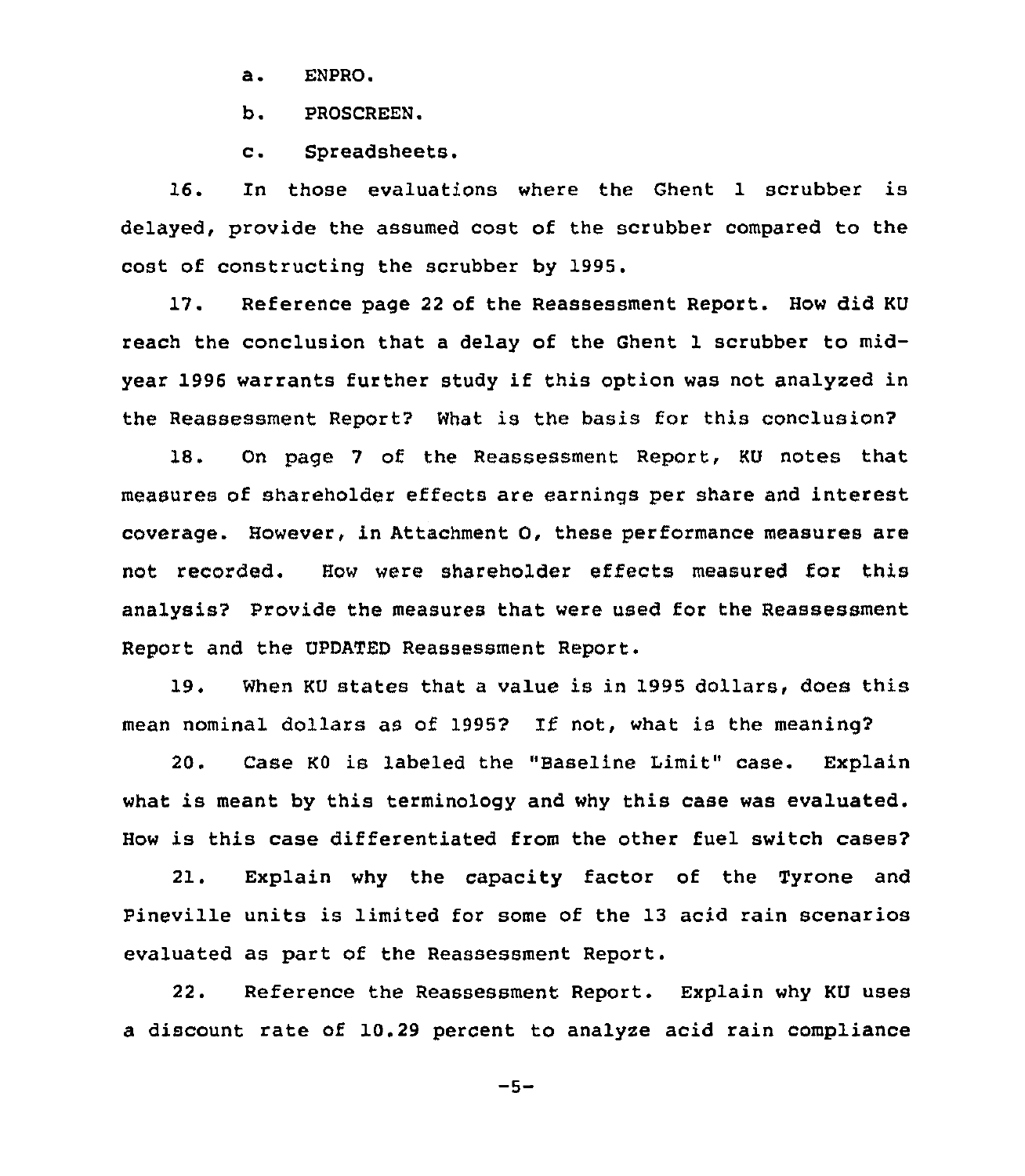a. ENPRO.

b. PROSCREEN.

c. Spreadsheets.

16. In those evaluations where the Ghent 1 scrubber is delayed, provide the assumed cost of the scrubber compared to the cost of constructing the scrubber by 1995.

17. Reference page 22 of the Reassessment Report. How did KU reach the conclusion that a delay of the Ghent 1 scrubber to mid-year 1996 warrants further study if this option was not analyzed in the Reassessment Report? What is the basis for this conclusion?

18. On page 7 of the Reassessment Report, KU notes that measures of shareholder effects are earnings per share and interest coverage. However, in Attachment O, these performance measures are not recorded. How were shareholder effects measured for this analysis? Provide the measures that were used for the Reassessment Report and the UPDATED Reassessment Report.

19. When KU states that a value is in 1995 dollars, does this mean nominal dollars as of 1995? If not, what is the meaning?

20. Case K0 is labeled the "Baseline Limit" case. Explain what is meant by this terminology and why this case was evaluated. How is this case differentiated from the other fuel switch cases?

21. Explain why the capacity factor of the Tyrone and Pineville units is limited for some of the 13 acid rain scenarios evaluated as part of the Reassessment Report.

22. Reference the Reassessment Report. Explain why KU uses a discount rate of 10.29 percent to analyze acid rain compliance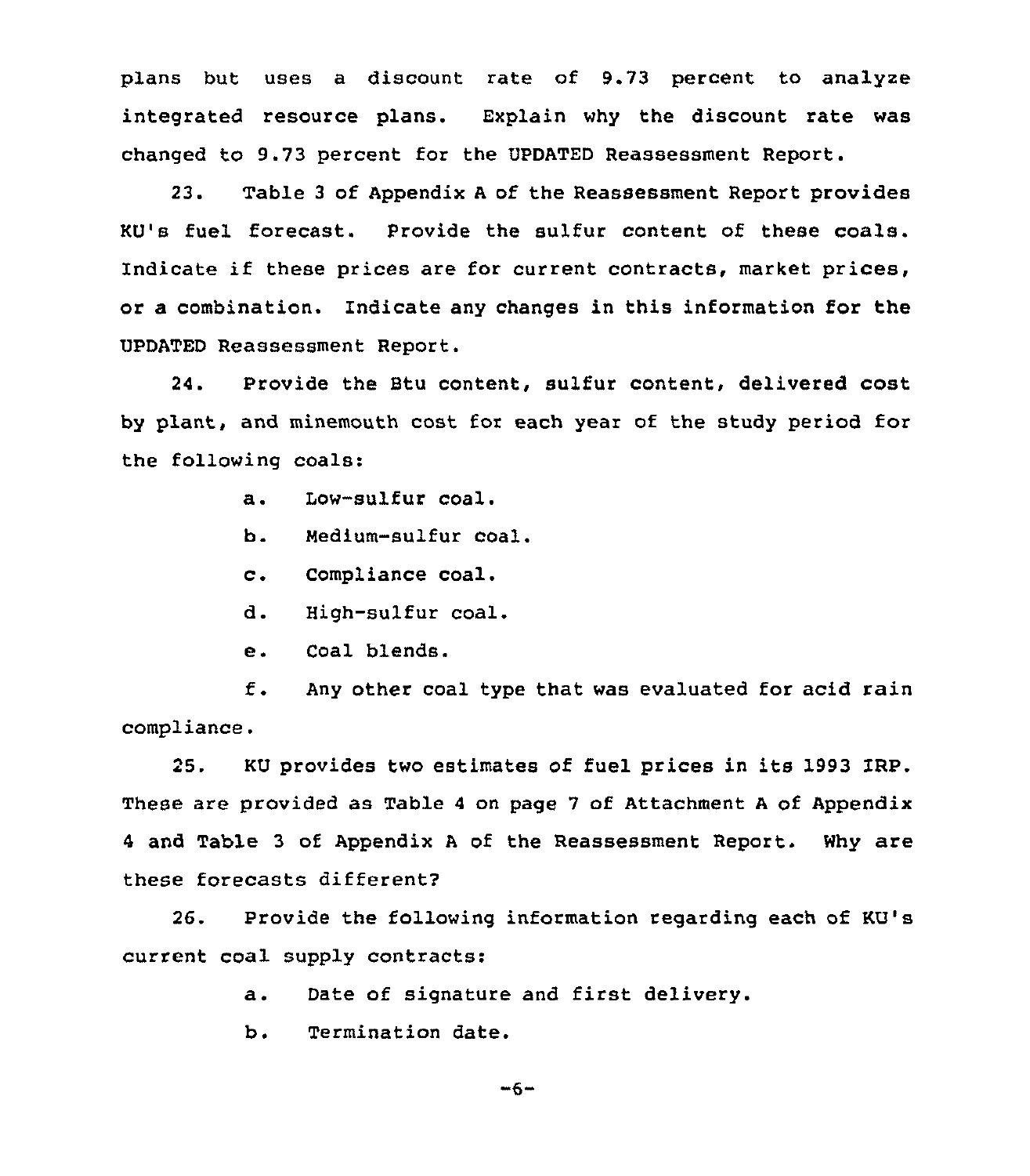plans but uses a discount rate of 9.73 percent to analyze integrated resource plans. Explain why the discount rate was changed to 9.73 percent for the UPDATED Reassessment Report.

23. Table 3 of Appendix A of the Reassessment Report provides KU's fuel forecast. Provide the sulfur content of these coals. Indicate if these prices are for current contracts, market prices, or a combination. Indicate any changes in this information for the UPDATED Reassessment Report.

24. Provide the Btu content, sulfur content, delivered cost by plant, and minemouth cost for each year of the study period for the following coals:

a. Low-sulfur coal.

b. Medium-sulfur coal.

c. Compliance coal.

d. High-sulfur coal.

e. Coal blends.

f. Any other coal type that was evaluated for acid rain compliance.

25. KU provides two estimates of fuel prices in its 1993 IRP. These are provided as Table 4 on page 7 of Attachment A of Appendix 4 and Table 3 of Appendix A of the Reassessment Report. Why are these forecasts different?

26. Provide the following information regarding each of KU's current coal supply contracts:

a. Date of signature and first delivery.

b. Termination date.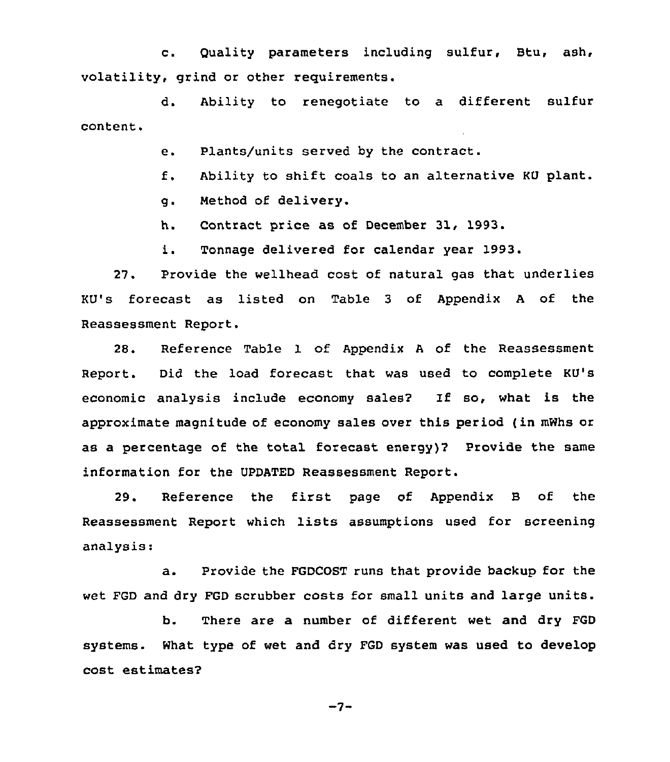c. Quality parameters including sulfur, Btu, ash, volatility, grind or other requirements.

d. Ability to renegotiate to a different sulfur content.

e. Plants/units served by the contract.

f. Ability to shift coals to an alternative KU plant.

g. Method of delivery.

h. Contract price as of December 31, 1993.

i. Tonnage delivered for calendar year 1993.

27. Provide the wellhead cost of natural gas that underlies KU's forecast as listed on Table 3 of Appendix A of the Reassessment Report.

28. Reference Table 1 of Appendix A of the Reassessment Report. Did the load forecast that was used to complete KU's economic analysis include economy sales? If so, what is the approximate magnitude of economy sales over this period (in mWhs or as a percentage of the total forecast energy)? Provide the same information for the UPDATED Reassessment Report.

29. Reference the first page of Appendix B of the Reassessment Report which lists assumptions used for screening analysis:

a. Provide the FGDCOST runs that provide backup for the wet FGD and dry FGD scrubber costs for small units and large units.

b. There are a number of different wet and dry FGD systems. What type of wet and dry FGD system was used to develop cost estimates?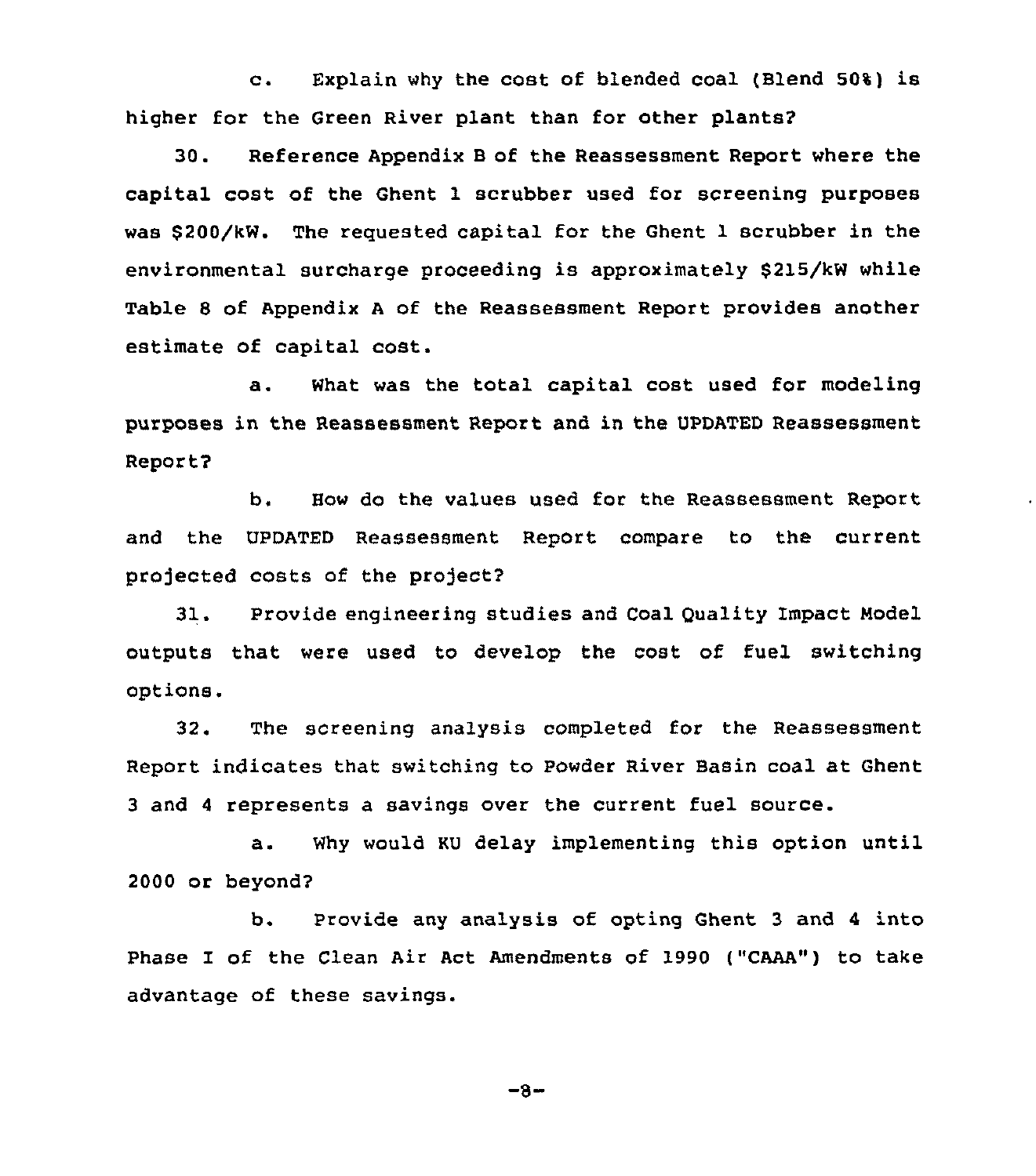c. Explain why the cost of blended coal (Blend 50%) is higher for the Green River plant than for other plants?

30. Reference Appendix B of the Reassessment Report where the capital cost of the Ghent 1 scrubber used for screening purposes was $200/kW. The requested capital for the Ghent 1 scrubber in the environmental surcharge proceeding is approximately $215/kW while Table 8 of Appendix A of the Reassessment Report provides another estimate of capital cost.

a. What was the total capital cost used for modeling purposes in the Reassessment Report and in the UPDATED Reassessment Report?

b. How do the values used for the Reassessment Report and the UPDATED Reassessment Report compare to the current projected costs of the project?

31. Provide engineering studies and Coal Quality Impact Model outputs that were used to develop the cost of fuel switching options.

32. The screening analysis completed for the Reassessment Report indicates that switching to Powder River Basin coal at Ghent 3 and 4 represents a savings over the current fuel source.

a. Why would KU delay implementing this option until 2000 or beyond?

b. Provide any analysis of opting Ghent 3 and 4 into Phase I of the Clean Air Act Amendments of 1990 ("CAAA") to take advantage of these savings.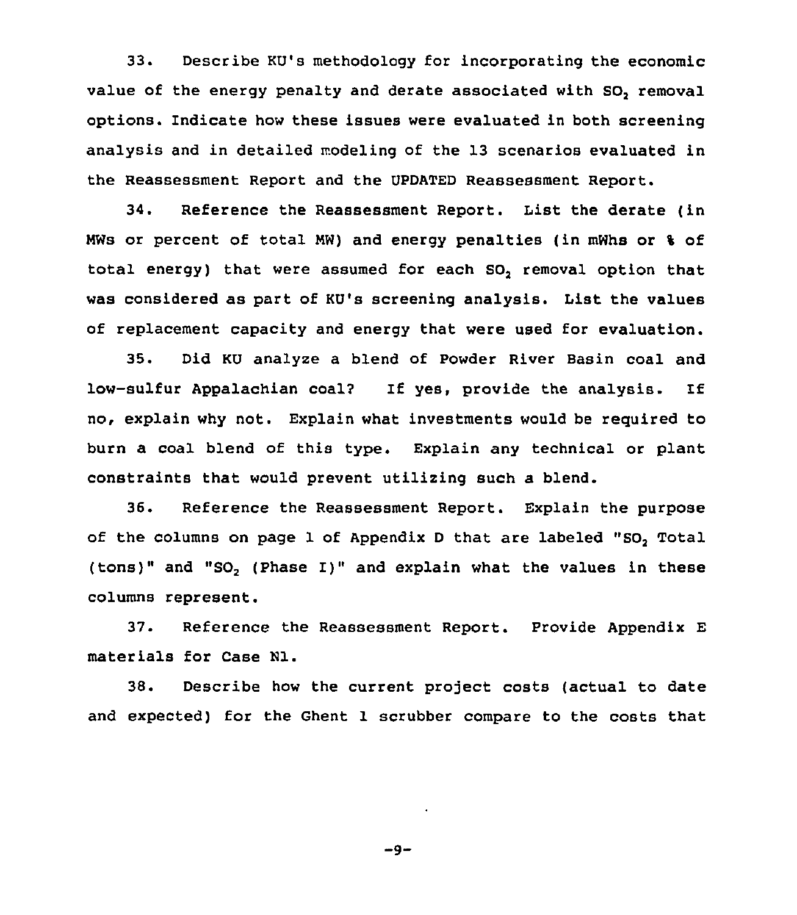33. Describe KU's methodology for incorporating the economic value of the energy penalty and derate associated with $SO_2$ removal options. Indicate how these issues were evaluated in both screening analysis and in detailed modeling of the 13 scenarios evaluated in the Reassessment Report and the UPDATED Reassessment Report.

34. Reference the Reassessment Report. List the derate (in MWs or percent of total MW) and energy penalties (in mWhs or % of total energy) that were assumed for each $SO_2$ removal option that was considered as part of KU's screening analysis. List the values of replacement capacity and energy that were used for evaluation.

35. Did KU analyze a blend of Powder River Basin coal and low-sulfur Appalachian coal? If yes, provide the analysis. If no, explain why not. Explain what investments would be required to burn a coal blend of this type. Explain any technical or plant constraints that would prevent utilizing such a blend.

36. Reference the Reassessment Report. Explain the purpose of the columns on page 1 of Appendix D that are labeled "$SO_2$ Total (tons)" and "$SO_2$ (Phase I)" and explain what the values in these columns represent.

37. Reference the Reassessment Report. Provide Appendix E materials for Case N1.

38. Describe how the current project costs (actual to date and expected) for the Ghent 1 scrubber compare to the costs that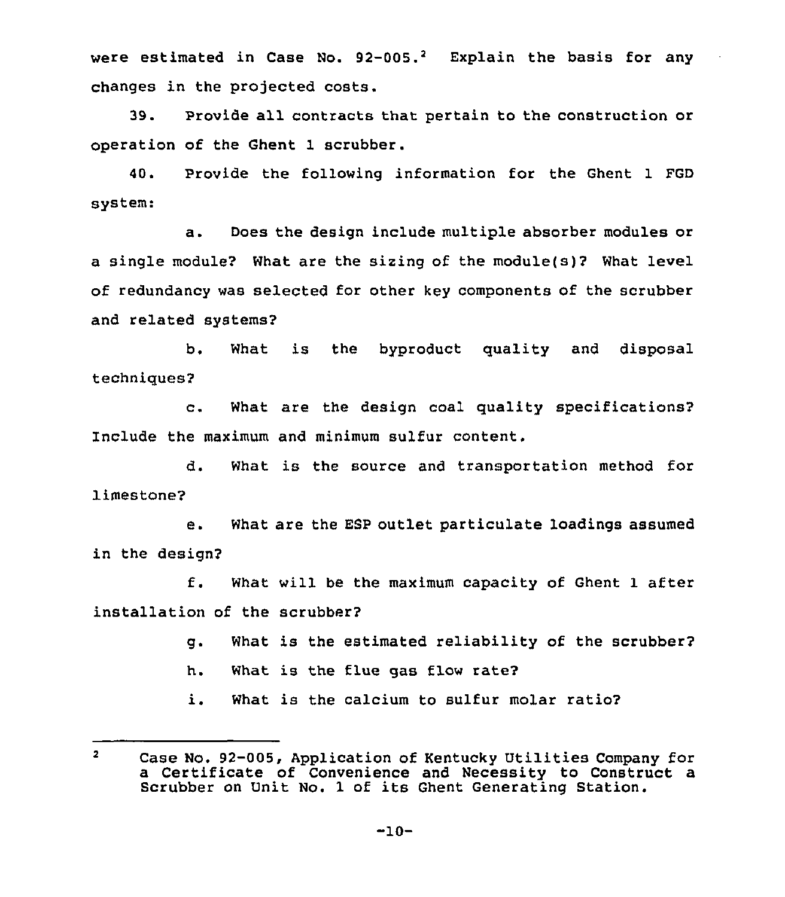were estimated in Case No. 92-005.[2] Explain the basis for any changes in the projected costs.

39. Provide all contracts that pertain to the construction or operation of the Ghent 1 scrubber.

40. Provide the following information for the Ghent 1 FGD system:

a. Does the design include multiple absorber modules or a single module? What are the sizing of the module(s)? What level of redundancy was selected for other key components of the scrubber and related systems?

b. What is the byproduct quality and disposal techniques?

c. What are the design coal quality specifications? Include the maximum and minimum sulfur content.

d. What is the source and transportation method for limestone?

e. What are the ESP outlet particulate loadings assumed in the design?

f. What will be the maximum capacity of Ghent 1 after installation of the scrubber?

g. What is the estimated reliability of the scrubber?

h. What is the flue gas flow rate?

i. What is the calcium to sulfur molar ratio?

---

[2] Case No. 92-005, Application of Kentucky Utilities Company for a Certificate of Convenience and Necessity to Construct a Scrubber on Unit No. 1 of its Ghent Generating Station.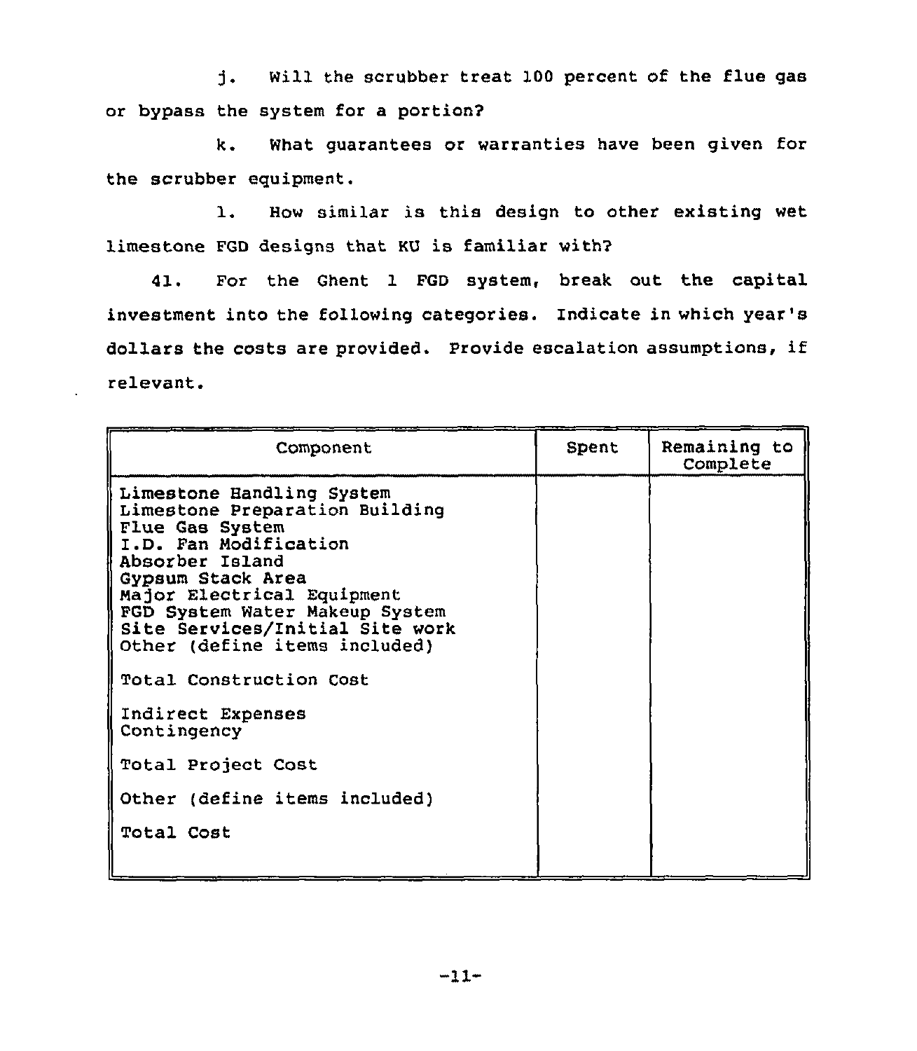j. Will the scrubber treat 100 percent of the flue gas or bypass the system for a portion?

k. What guarantees or warranties have been given for the scrubber equipment.

l. How similar is this design to other existing wet limestone FGD designs that KU is familiar with?

41. For the Ghent 1 FGD system, break out the capital investment into the following categories. Indicate in which year's dollars the costs are provided. Provide escalation assumptions, if relevant.

| Component | Spent | Remaining to Complete |
|---|---|---|
| Limestone Handling System | | |
| Limestone Preparation Building | | |
| Flue Gas System | | |
| I.D. Fan Modification | | |
| Absorber Island | | |
| Gypsum Stack Area | | |
| Major Electrical Equipment | | |
| FGD System Water Makeup System | | |
| Site Services/Initial Site work | | |
| Other (define items included) | | |
| Total Construction Cost | | |
| Indirect Expenses | | |
| Contingency | | |
| Total Project Cost | | |
| Other (define items included) | | |
| Total Cost | | |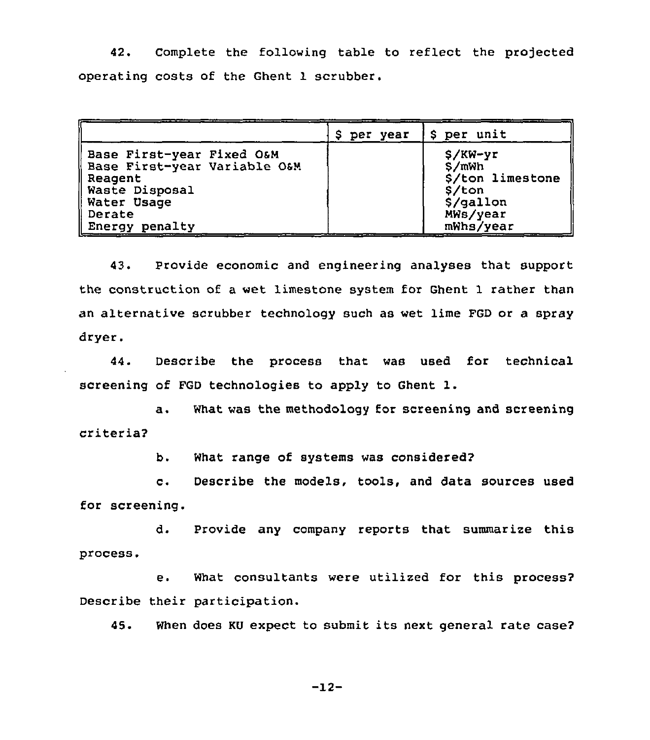42. Complete the following table to reflect the projected operating costs of the Ghent 1 scrubber.

| | $ per year | $ per unit |
|---|---|---|
| Base First-year Fixed O&M | | $/KW-yr |
| Base First-year Variable O&M | | $/mWh |
| Reagent | | $/ton limestone |
| Waste Disposal | | $/ton |
| Water Usage | | $/gallon |
| Derate | | MWs/year |
| Energy penalty | | mWhs/year |

43. Provide economic and engineering analyses that support the construction of a wet limestone system for Ghent 1 rather than an alternative scrubber technology such as wet lime FGD or a spray dryer.

44. Describe the process that was used for technical screening of FGD technologies to apply to Ghent 1.

a. What was the methodology for screening and screening criteria?

b. What range of systems was considered?

c. Describe the models, tools, and data sources used for screening.

d. Provide any company reports that summarize this process.

e. What consultants were utilized for this process? Describe their participation.

45. When does KU expect to submit its next general rate case?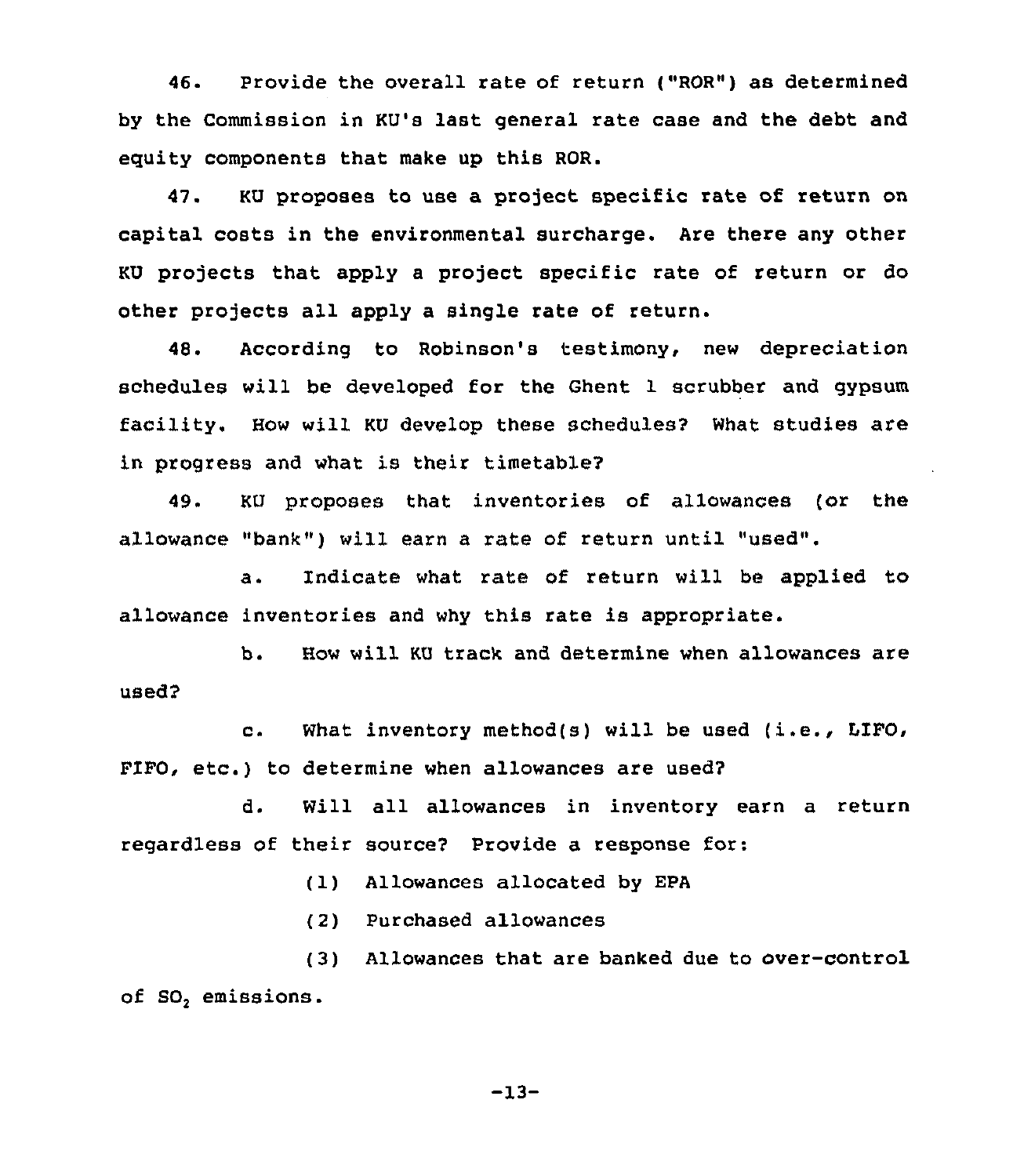46. Provide the overall rate of return ("ROR") as determined by the Commission in KU's last general rate case and the debt and equity components that make up this ROR.

47. KU proposes to use a project specific rate of return on capital costs in the environmental surcharge. Are there any other KU projects that apply a project specific rate of return or do other projects all apply a single rate of return.

48. According to Robinson's testimony, new depreciation schedules will be developed for the Ghent 1 scrubber and gypsum facility. How will KU develop these schedules? What studies are in progress and what is their timetable?

49. KU proposes that inventories of allowances (or the allowance "bank") will earn a rate of return until "used".

a. Indicate what rate of return will be applied to allowance inventories and why this rate is appropriate.

b. How will KU track and determine when allowances are used?

c. What inventory method(s) will be used (i.e., LIFO, FIFO, etc.) to determine when allowances are used?

d. Will all allowances in inventory earn a return regardless of their source? Provide a response for:

(1) Allowances allocated by EPA

(2) Purchased allowances

(3) Allowances that are banked due to over-control of $SO_2$ emissions.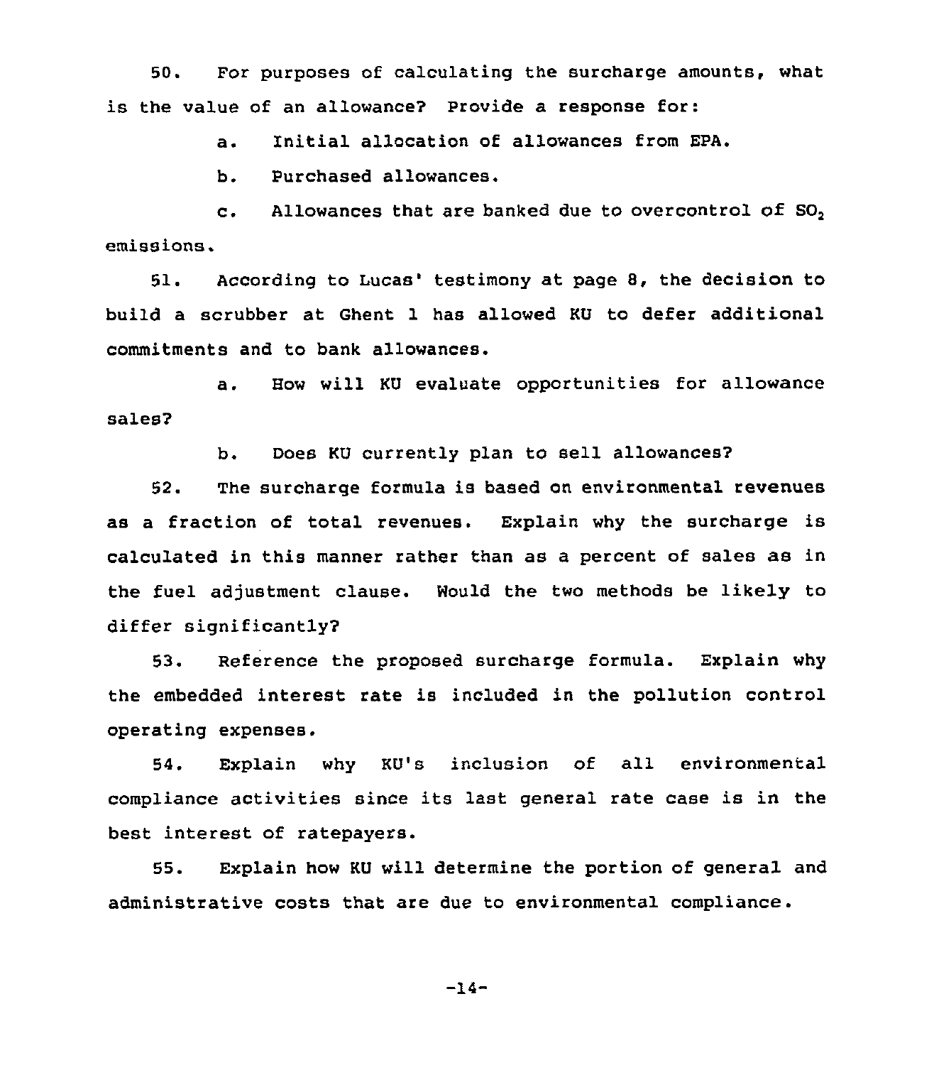50. For purposes of calculating the surcharge amounts, what is the value of an allowance? Provide a response for:

a. Initial allocation of allowances from EPA.

b. Purchased allowances.

c. Allowances that are banked due to overcontrol of $SO_2$ emissions.

51. According to Lucas' testimony at page 8, the decision to build a scrubber at Ghent 1 has allowed KU to defer additional commitments and to bank allowances.

a. How will KU evaluate opportunities for allowance sales?

b. Does KU currently plan to sell allowances?

52. The surcharge formula is based on environmental revenues as a fraction of total revenues. Explain why the surcharge is calculated in this manner rather than as a percent of sales as in the fuel adjustment clause. Would the two methods be likely to differ significantly?

53. Reference the proposed surcharge formula. Explain why the embedded interest rate is included in the pollution control operating expenses.

54. Explain why KU's inclusion of all environmental compliance activities since its last general rate case is in the best interest of ratepayers.

55. Explain how KU will determine the portion of general and administrative costs that are due to environmental compliance.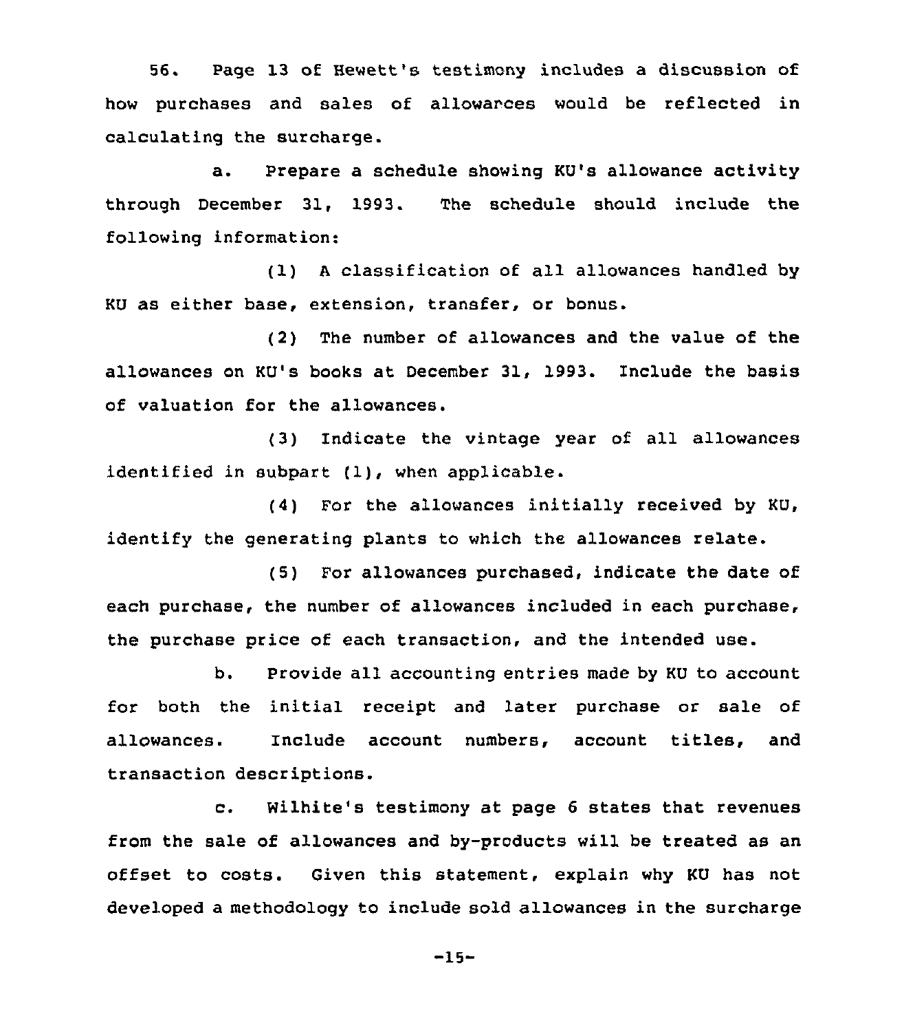56. Page 13 of Hewett's testimony includes a discussion of how purchases and sales of allowances would be reflected in calculating the surcharge.

a. Prepare a schedule showing KU's allowance activity through December 31, 1993. The schedule should include the following information:

(1) A classification of all allowances handled by KU as either base, extension, transfer, or bonus.

(2) The number of allowances and the value of the allowances on KU's books at December 31, 1993. Include the basis of valuation for the allowances.

(3) Indicate the vintage year of all allowances identified in subpart (1), when applicable.

(4) For the allowances initially received by KU, identify the generating plants to which the allowances relate.

(5) For allowances purchased, indicate the date of each purchase, the number of allowances included in each purchase, the purchase price of each transaction, and the intended use.

b. Provide all accounting entries made by KU to account for both the initial receipt and later purchase or sale of allowances. Include account numbers, account titles, and transaction descriptions.

c. Wilhite's testimony at page 6 states that revenues from the sale of allowances and by-products will be treated as an offset to costs. Given this statement, explain why KU has not developed a methodology to include sold allowances in the surcharge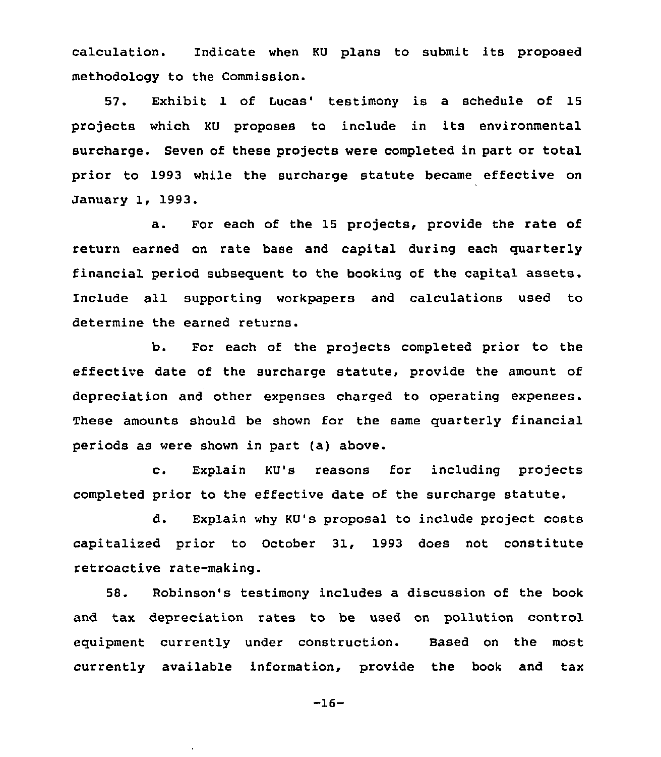calculation. Indicate when KU plans to submit its proposed methodology to the Commission.

57. Exhibit 1 of Lucas' testimony is a schedule of 15 projects which KU proposes to include in its environmental surcharge. Seven of these projects were completed in part or total prior to 1993 while the surcharge statute became effective on January 1, 1993.

a. For each of the 15 projects, provide the rate of return earned on rate base and capital during each quarterly financial period subsequent to the booking of the capital assets. Include all supporting workpapers and calculations used to determine the earned returns.

b. For each of the projects completed prior to the effective date of the surcharge statute, provide the amount of depreciation and other expenses charged to operating expenses. These amounts should be shown for the same quarterly financial periods as were shown in part (a) above.

c. Explain KU's reasons for including projects completed prior to the effective date of the surcharge statute.

d. Explain why KU's proposal to include project costs capitalized prior to October 31, 1993 does not constitute retroactive rate-making.

58. Robinson's testimony includes a discussion of the book and tax depreciation rates to be used on pollution control equipment currently under construction. Based on the most currently available information, provide the book and tax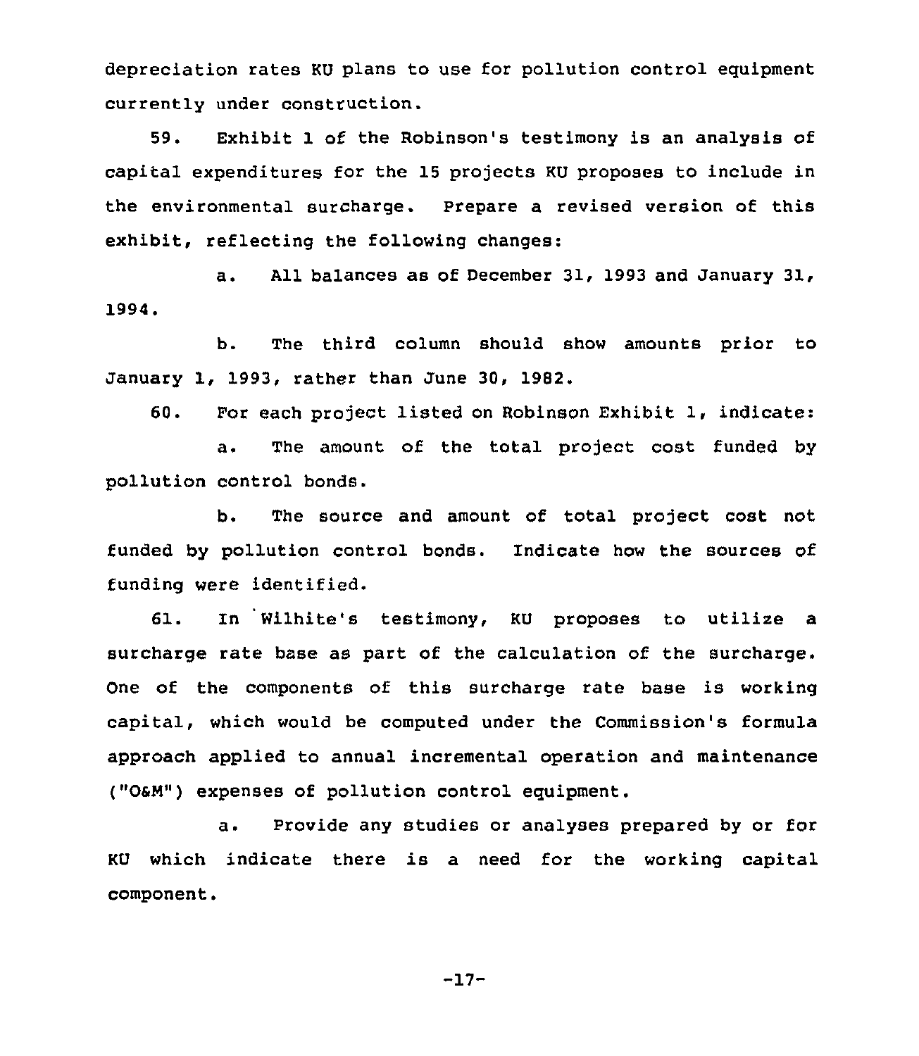depreciation rates KU plans to use for pollution control equipment currently under construction.

59. Exhibit 1 of the Robinson's testimony is an analysis of capital expenditures for the 15 projects KU proposes to include in the environmental surcharge. Prepare a revised version of this exhibit, reflecting the following changes:

a. All balances as of December 31, 1993 and January 31, 1994.

b. The third column should show amounts prior to January 1, 1993, rather than June 30, 1982.

60. For each project listed on Robinson Exhibit 1, indicate:

a. The amount of the total project cost funded by pollution control bonds.

b. The source and amount of total project cost not funded by pollution control bonds. Indicate how the sources of funding were identified.

61. In Wilhite's testimony, KU proposes to utilize a surcharge rate base as part of the calculation of the surcharge. One of the components of this surcharge rate base is working capital, which would be computed under the Commission's formula approach applied to annual incremental operation and maintenance ("O&M") expenses of pollution control equipment.

a. Provide any studies or analyses prepared by or for KU which indicate there is a need for the working capital component.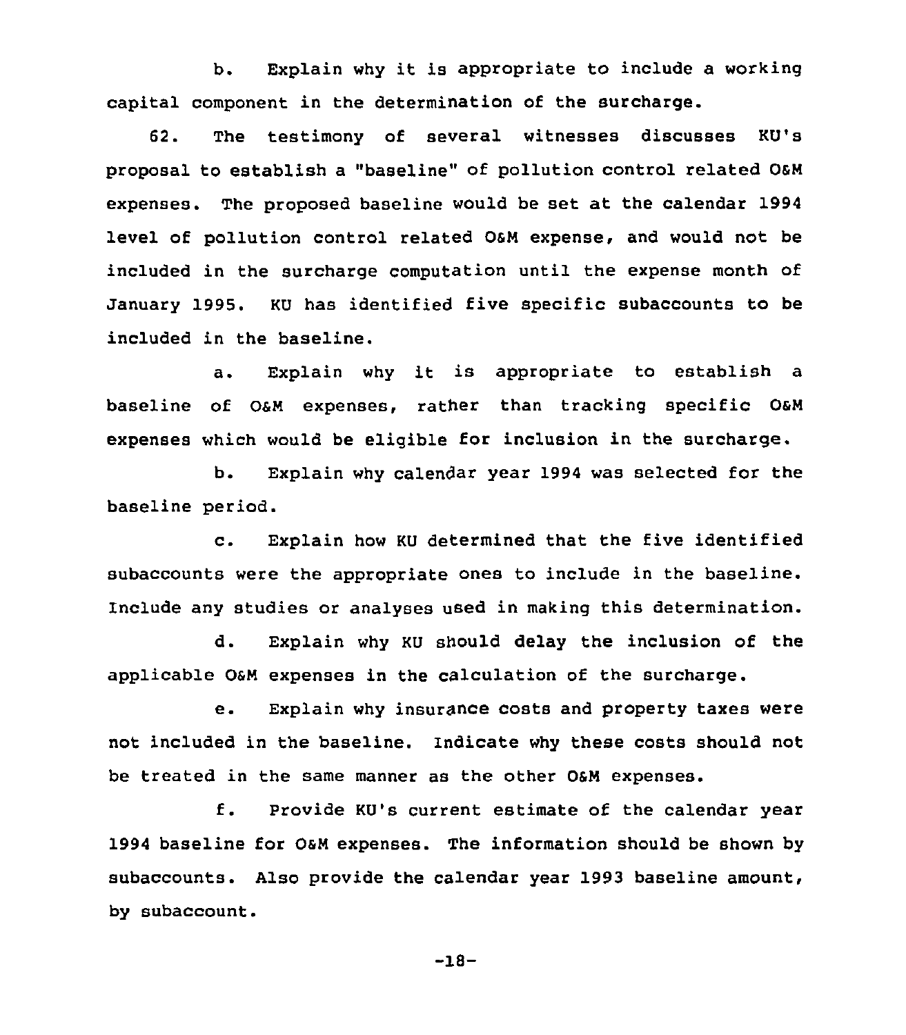b. Explain why it is appropriate to include a working capital component in the determination of the surcharge.

62. The testimony of several witnesses discusses KU's proposal to establish a "baseline" of pollution control related O&M expenses. The proposed baseline would be set at the calendar 1994 level of pollution control related O&M expense, and would not be included in the surcharge computation until the expense month of January 1995. KU has identified five specific subaccounts to be included in the baseline.

a. Explain why it is appropriate to establish a baseline of O&M expenses, rather than tracking specific O&M expenses which would be eligible for inclusion in the surcharge.

b. Explain why calendar year 1994 was selected for the baseline period.

c. Explain how KU determined that the five identified subaccounts were the appropriate ones to include in the baseline. Include any studies or analyses used in making this determination.

d. Explain why KU should delay the inclusion of the applicable O&M expenses in the calculation of the surcharge.

e. Explain why insurance costs and property taxes were not included in the baseline. Indicate why these costs should not be treated in the same manner as the other O&M expenses.

f. Provide KU's current estimate of the calendar year 1994 baseline for O&M expenses. The information should be shown by subaccounts. Also provide the calendar year 1993 baseline amount, by subaccount.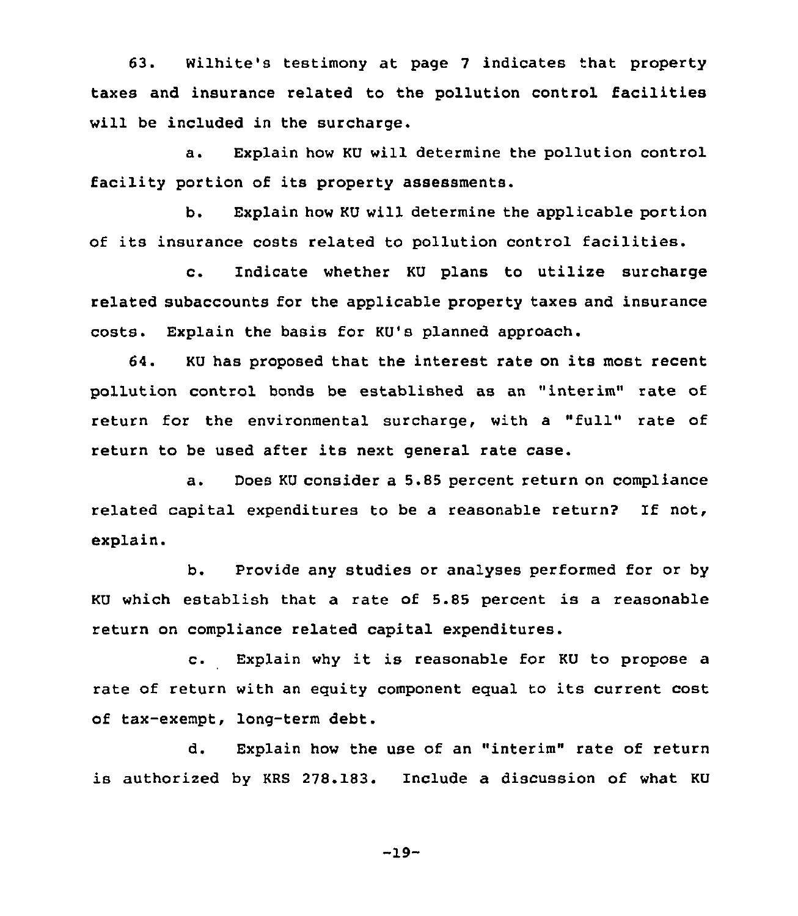63. Wilhite's testimony at page 7 indicates that property taxes and insurance related to the pollution control facilities will be included in the surcharge.

a. Explain how KU will determine the pollution control facility portion of its property assessments.

b. Explain how KU will determine the applicable portion of its insurance costs related to pollution control facilities.

c. Indicate whether KU plans to utilize surcharge related subaccounts for the applicable property taxes and insurance costs. Explain the basis for KU's planned approach.

64. KU has proposed that the interest rate on its most recent pollution control bonds be established as an "interim" rate of return for the environmental surcharge, with a "full" rate of return to be used after its next general rate case.

a. Does KU consider a 5.85 percent return on compliance related capital expenditures to be a reasonable return? If not, explain.

b. Provide any studies or analyses performed for or by KU which establish that a rate of 5.85 percent is a reasonable return on compliance related capital expenditures.

c. Explain why it is reasonable for KU to propose a rate of return with an equity component equal to its current cost of tax-exempt, long-term debt.

d. Explain how the use of an "interim" rate of return is authorized by KRS 278.183. Include a discussion of what KU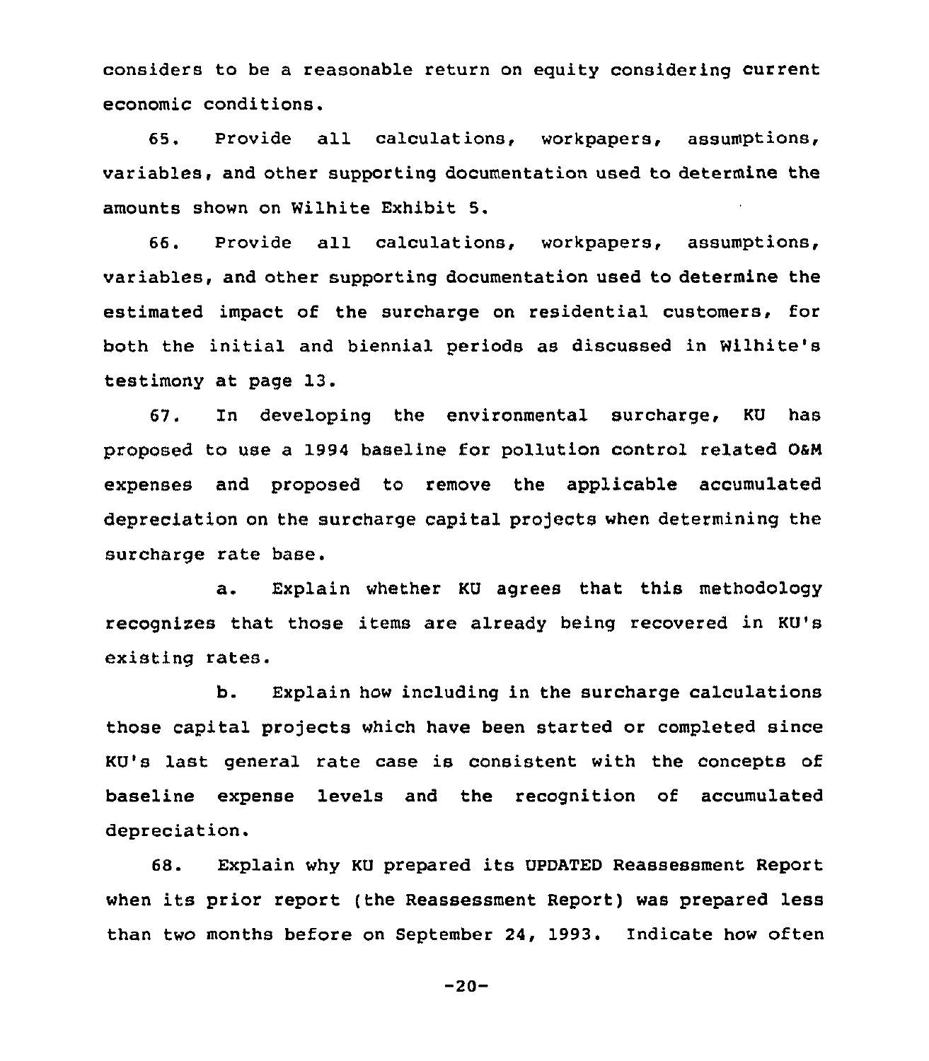considers to be a reasonable return on equity considering current economic conditions.

65. Provide all calculations, workpapers, assumptions, variables, and other supporting documentation used to determine the amounts shown on Wilhite Exhibit 5.

66. Provide all calculations, workpapers, assumptions, variables, and other supporting documentation used to determine the estimated impact of the surcharge on residential customers, for both the initial and biennial periods as discussed in Wilhite's testimony at page 13.

67. In developing the environmental surcharge, KU has proposed to use a 1994 baseline for pollution control related O&M expenses and proposed to remove the applicable accumulated depreciation on the surcharge capital projects when determining the surcharge rate base.

a. Explain whether KU agrees that this methodology recognizes that those items are already being recovered in KU's existing rates.

b. Explain how including in the surcharge calculations those capital projects which have been started or completed since KU's last general rate case is consistent with the concepts of baseline expense levels and the recognition of accumulated depreciation.

68. Explain why KU prepared its UPDATED Reassessment Report when its prior report (the Reassessment Report) was prepared less than two months before on September 24, 1993. Indicate how often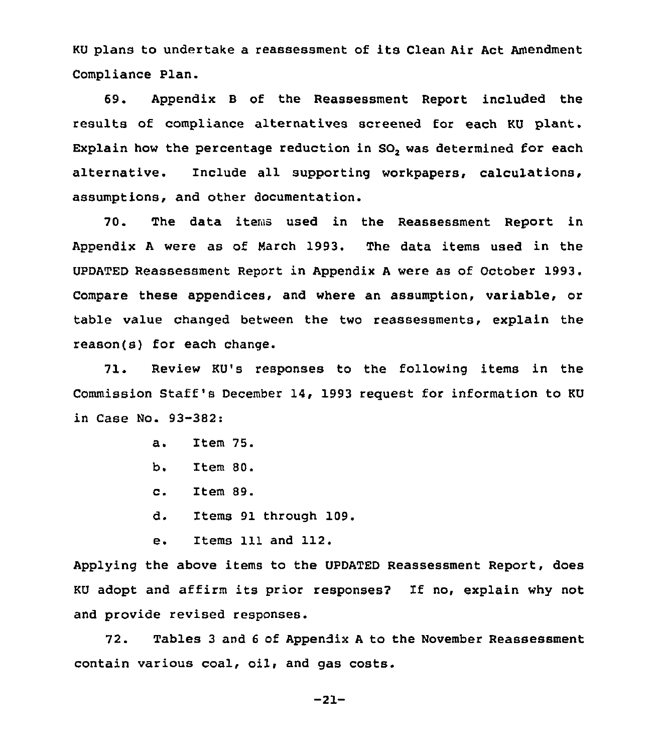KU plans to undertake a reassessment of its Clean Air Act Amendment Compliance Plan.

69. Appendix B of the Reassessment Report included the results of compliance alternatives screened for each KU plant. Explain how the percentage reduction in $SO_2$ was determined for each alternative. Include all supporting workpapers, calculations, assumptions, and other documentation.

70. The data items used in the Reassessment Report in Appendix A were as of March 1993. The data items used in the UPDATED Reassessment Report in Appendix A were as of October 1993. Compare these appendices, and where an assumption, variable, or table value changed between the two reassessments, explain the reason(s) for each change.

71. Review KU's responses to the following items in the Commission Staff's December 14, 1993 request for information to KU in Case No. 93-382:

a. Item 75.

b. Item 80.

c. Item 89.

d. Items 91 through 109.

e. Items 111 and 112.

Applying the above items to the UPDATED Reassessment Report, does KU adopt and affirm its prior responses? If no, explain why not and provide revised responses.

72. Tables 3 and 6 of Appendix A to the November Reassessment contain various coal, oil, and gas costs.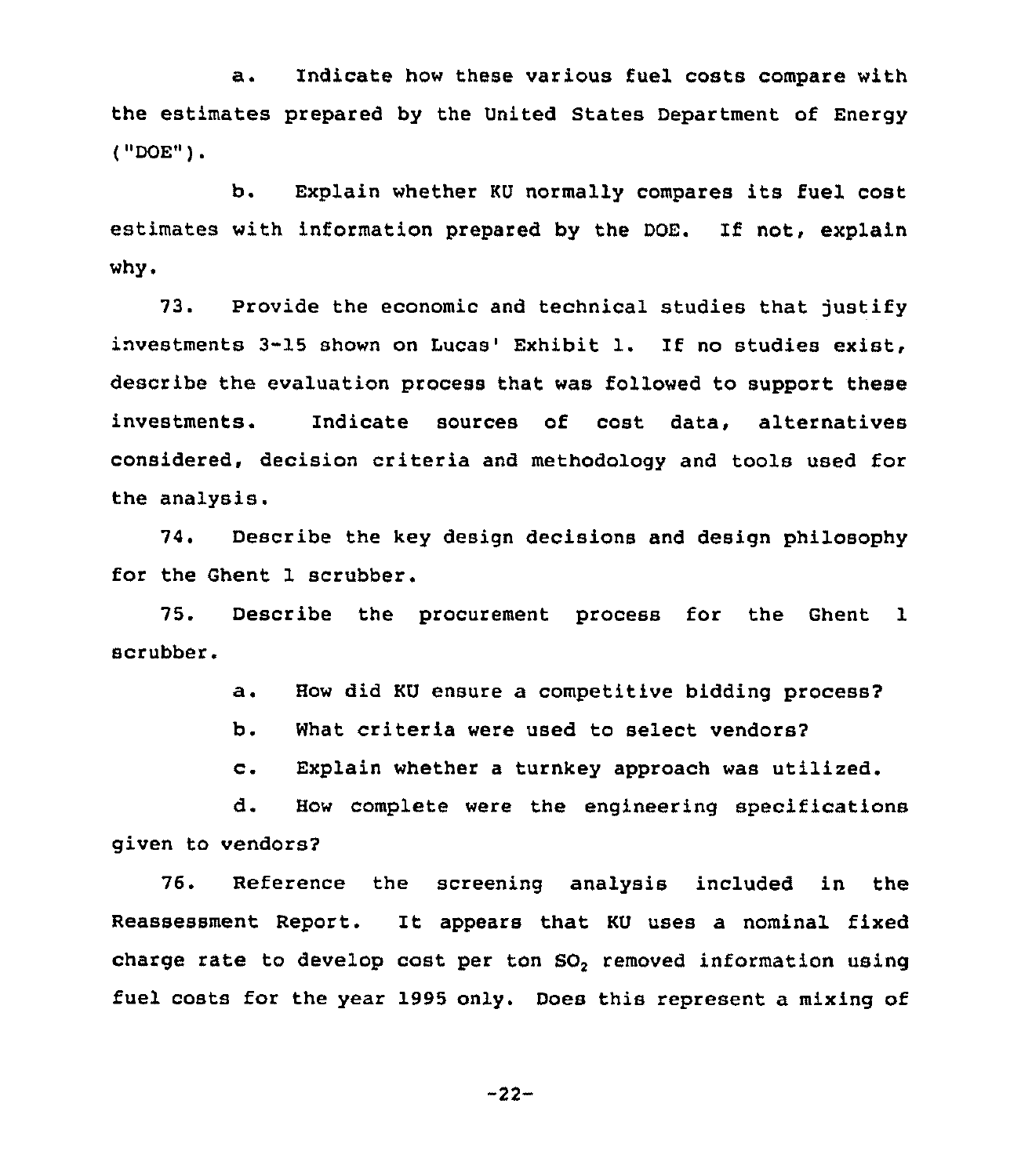a. Indicate how these various fuel costs compare with the estimates prepared by the United States Department of Energy ("DOE").

b. Explain whether KU normally compares its fuel cost estimates with information prepared by the DOE. If not, explain why.

73. Provide the economic and technical studies that justify investments 3-15 shown on Lucas' Exhibit 1. If no studies exist, describe the evaluation process that was followed to support these investments. Indicate sources of cost data, alternatives considered, decision criteria and methodology and tools used for the analysis.

74. Describe the key design decisions and design philosophy for the Ghent 1 scrubber.

75. Describe the procurement process for the Ghent 1 scrubber.

a. How did KU ensure a competitive bidding process?

b. What criteria were used to select vendors?

c. Explain whether a turnkey approach was utilized.

d. How complete were the engineering specifications given to vendors?

76. Reference the screening analysis included in the Reassessment Report. It appears that KU uses a nominal fixed charge rate to develop cost per ton $SO_2$ removed information using fuel costs for the year 1995 only. Does this represent a mixing of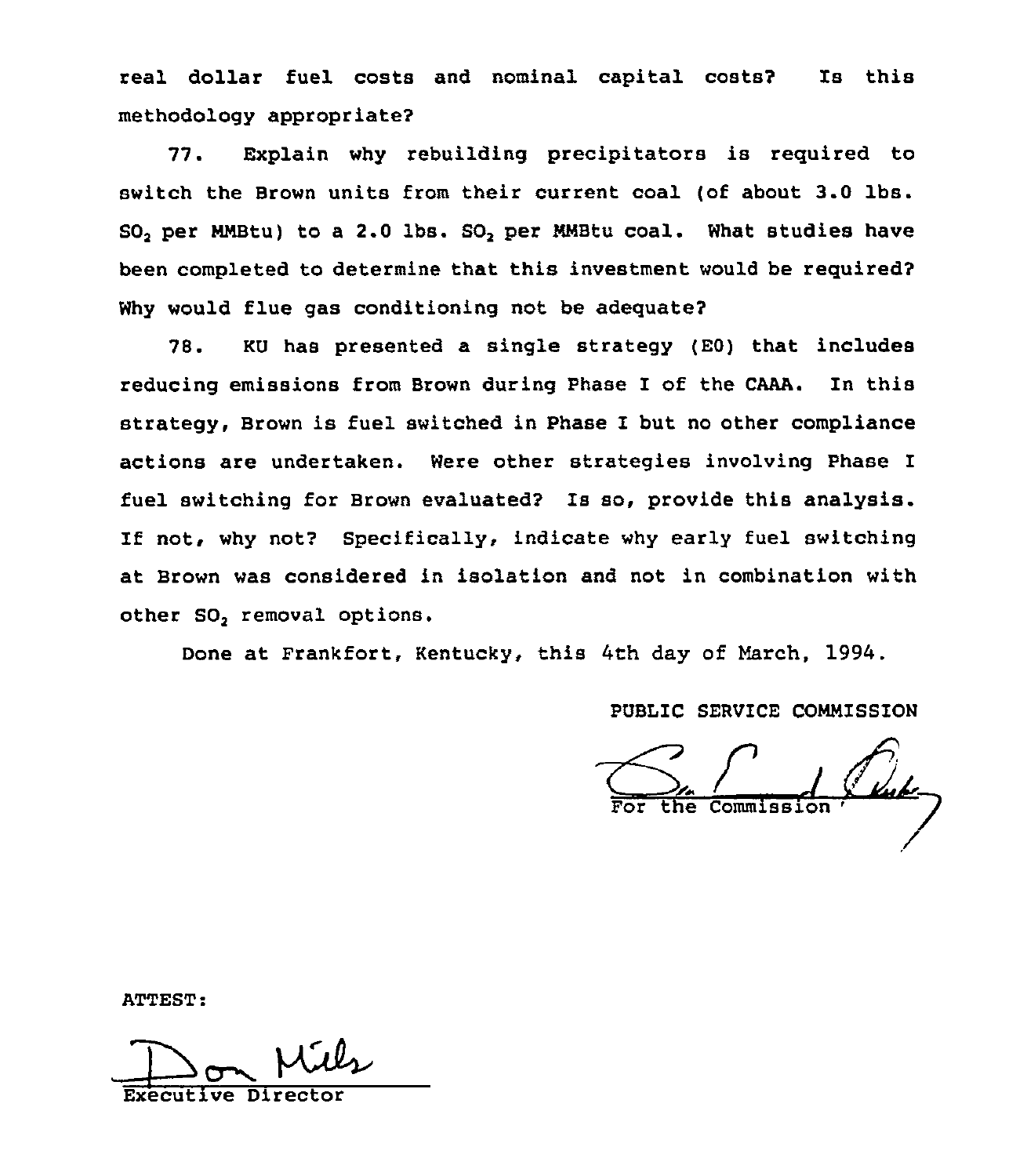real dollar fuel costs and nominal capital costs? Is this methodology appropriate?

77. Explain why rebuilding precipitators is required to switch the Brown units from their current coal (of about 3.0 lbs. $SO_2$ per MMBtu) to a 2.0 lbs. $SO_2$ per MMBtu coal. What studies have been completed to determine that this investment would be required? Why would flue gas conditioning not be adequate?

78. KU has presented a single strategy (E0) that includes reducing emissions from Brown during Phase I of the CAAA. In this strategy, Brown is fuel switched in Phase I but no other compliance actions are undertaken. Were other strategies involving Phase I fuel switching for Brown evaluated? Is so, provide this analysis. If not, why not? Specifically, indicate why early fuel switching at Brown was considered in isolation and not in combination with other $SO_2$ removal options.

Done at Frankfort, Kentucky, this 4th day of March, 1994.

PUBLIC SERVICE COMMISSION

For the Commission

ATTEST:

Executive Director